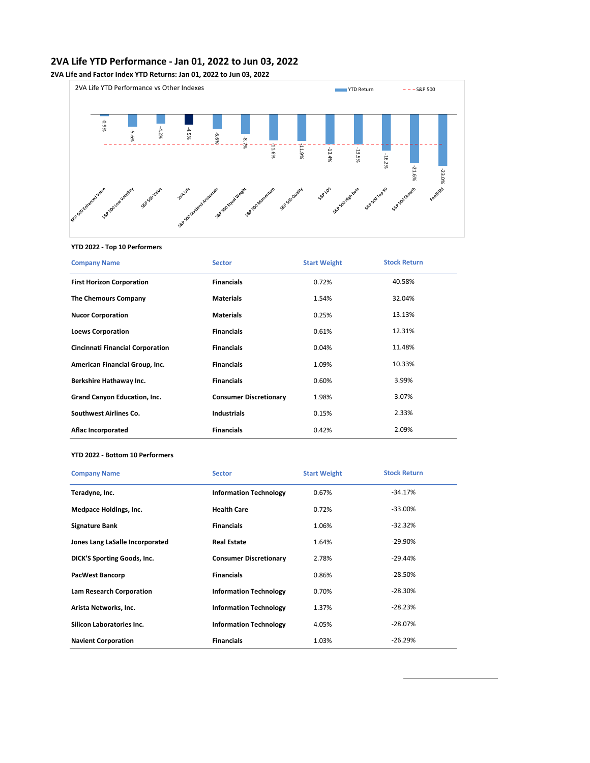# 2VA Life YTD Performance - Jan 01, 2022 to Jun 03, 2022

**2VA Life and Factor Index YTD Returns: Jan 01, 2022 to Jun 03, 2022**

2VA Life YTD Performance vs Other Indexes

YTD Return | S&P 500

| Index | YTD Return |
|---|---|
| S&P 500 Enhanced Value | -0.9% |
| S&P 500 Low Volatility | -5.6% |
| S&P 500 Value | -4.2% |
| 2VA Life | -4.5% |
| S&P 500 Dividend Aristocrats | -6.6% |
| S&P 500 Equal Weight | -8.7% |
| S&P 500 Momentum | -11.6% |
| S&P 500 Quality | -11.9% |
| S&P 500 | -13.4% |
| S&P 500 High Beta | -13.5% |
| S&P 500 Top 50 | -16.2% |
| S&P 500 Growth | -21.6% |
| FAANGM | -23.0% |

**YTD 2022 - Top 10 Performers**

| Company Name | Sector | Start Weight | Stock Return |
|---|---|---|---|
| **First Horizon Corporation** | **Financials** | 0.72% | 40.58% |
| **The Chemours Company** | **Materials** | 1.54% | 32.04% |
| **Nucor Corporation** | **Materials** | 0.25% | 13.13% |
| **Loews Corporation** | **Financials** | 0.61% | 12.31% |
| **Cincinnati Financial Corporation** | **Financials** | 0.04% | 11.48% |
| **American Financial Group, Inc.** | **Financials** | 1.09% | 10.33% |
| **Berkshire Hathaway Inc.** | **Financials** | 0.60% | 3.99% |
| **Grand Canyon Education, Inc.** | **Consumer Discretionary** | 1.98% | 3.07% |
| **Southwest Airlines Co.** | **Industrials** | 0.15% | 2.33% |
| **Aflac Incorporated** | **Financials** | 0.42% | 2.09% |

**YTD 2022 - Bottom 10 Performers**

| Company Name | Sector | Start Weight | Stock Return |
|---|---|---|---|
| **Teradyne, Inc.** | **Information Technology** | 0.67% | -34.17% |
| **Medpace Holdings, Inc.** | **Health Care** | 0.72% | -33.00% |
| **Signature Bank** | **Financials** | 1.06% | -32.32% |
| **Jones Lang LaSalle Incorporated** | **Real Estate** | 1.64% | -29.90% |
| **DICK'S Sporting Goods, Inc.** | **Consumer Discretionary** | 2.78% | -29.44% |
| **PacWest Bancorp** | **Financials** | 0.86% | -28.50% |
| **Lam Research Corporation** | **Information Technology** | 0.70% | -28.30% |
| **Arista Networks, Inc.** | **Information Technology** | 1.37% | -28.23% |
| **Silicon Laboratories Inc.** | **Information Technology** | 4.05% | -28.07% |
| **Navient Corporation** | **Financials** | 1.03% | -26.29% |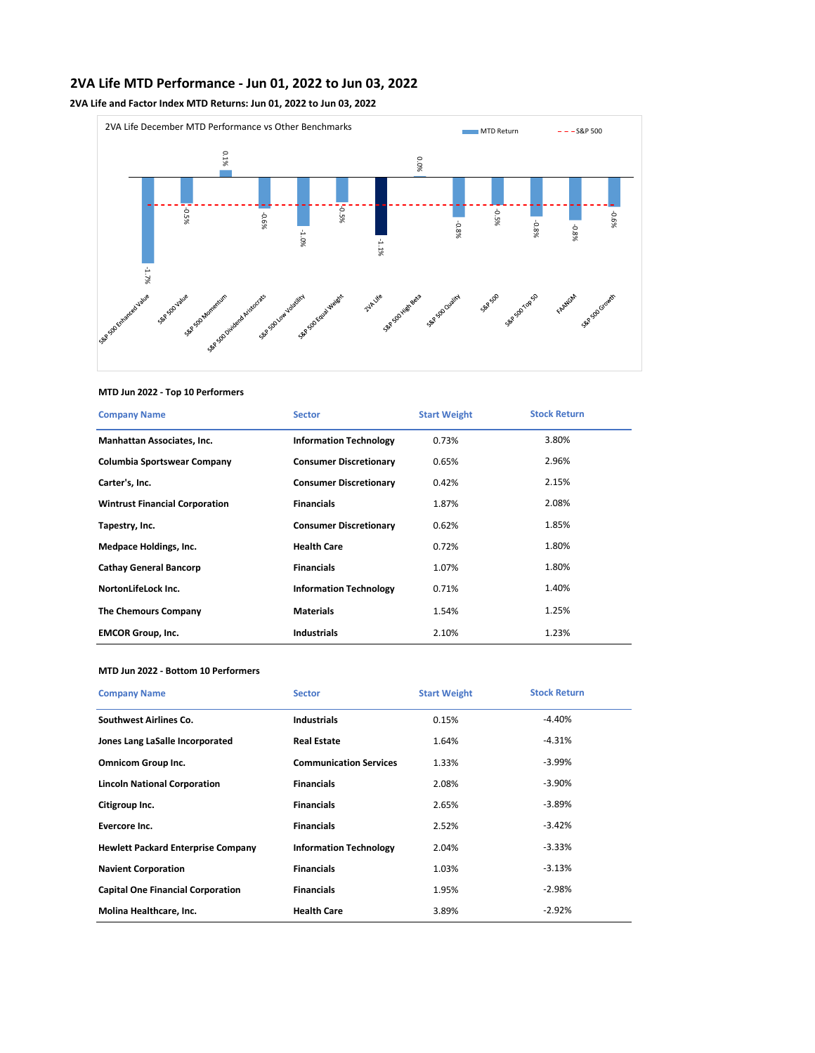## 2VA Life MTD Performance - Jun 01, 2022 to Jun 03, 2022

### 2VA Life and Factor Index MTD Returns: Jun 01, 2022 to Jun 03, 2022

2VA Life December MTD Performance vs Other Benchmarks

| Index | MTD Return |
|---|---|
| S&P 500 Enhanced Value | -1.7% |
| S&P 500 Value | -0.5% |
| S&P 500 Momentum | 0.1% |
| S&P 500 Dividend Aristocrats | -0.6% |
| S&P 500 Low Volatility | -1.0% |
| S&P 500 Equal Weight | -0.5% |
| 2VA Life | -1.1% |
| S&P 500 High Beta | 0.0% |
| S&P 500 Quality | -0.8% |
| S&P 500 | -0.5% |
| S&P 500 Top 50 | -0.8% |
| FAANGM | -0.8% |
| S&P 500 Growth | -0.6% |

#### MTD Jun 2022 - Top 10 Performers

| Company Name | Sector | Start Weight | Stock Return |
|---|---|---|---|
| Manhattan Associates, Inc. | Information Technology | 0.73% | 3.80% |
| Columbia Sportswear Company | Consumer Discretionary | 0.65% | 2.96% |
| Carter's, Inc. | Consumer Discretionary | 0.42% | 2.15% |
| Wintrust Financial Corporation | Financials | 1.87% | 2.08% |
| Tapestry, Inc. | Consumer Discretionary | 0.62% | 1.85% |
| Medpace Holdings, Inc. | Health Care | 0.72% | 1.80% |
| Cathay General Bancorp | Financials | 1.07% | 1.80% |
| NortonLifeLock Inc. | Information Technology | 0.71% | 1.40% |
| The Chemours Company | Materials | 1.54% | 1.25% |
| EMCOR Group, Inc. | Industrials | 2.10% | 1.23% |

#### MTD Jun 2022 - Bottom 10 Performers

| Company Name | Sector | Start Weight | Stock Return |
|---|---|---|---|
| Southwest Airlines Co. | Industrials | 0.15% | -4.40% |
| Jones Lang LaSalle Incorporated | Real Estate | 1.64% | -4.31% |
| Omnicom Group Inc. | Communication Services | 1.33% | -3.99% |
| Lincoln National Corporation | Financials | 2.08% | -3.90% |
| Citigroup Inc. | Financials | 2.65% | -3.89% |
| Evercore Inc. | Financials | 2.52% | -3.42% |
| Hewlett Packard Enterprise Company | Information Technology | 2.04% | -3.33% |
| Navient Corporation | Financials | 1.03% | -3.13% |
| Capital One Financial Corporation | Financials | 1.95% | -2.98% |
| Molina Healthcare, Inc. | Health Care | 3.89% | -2.92% |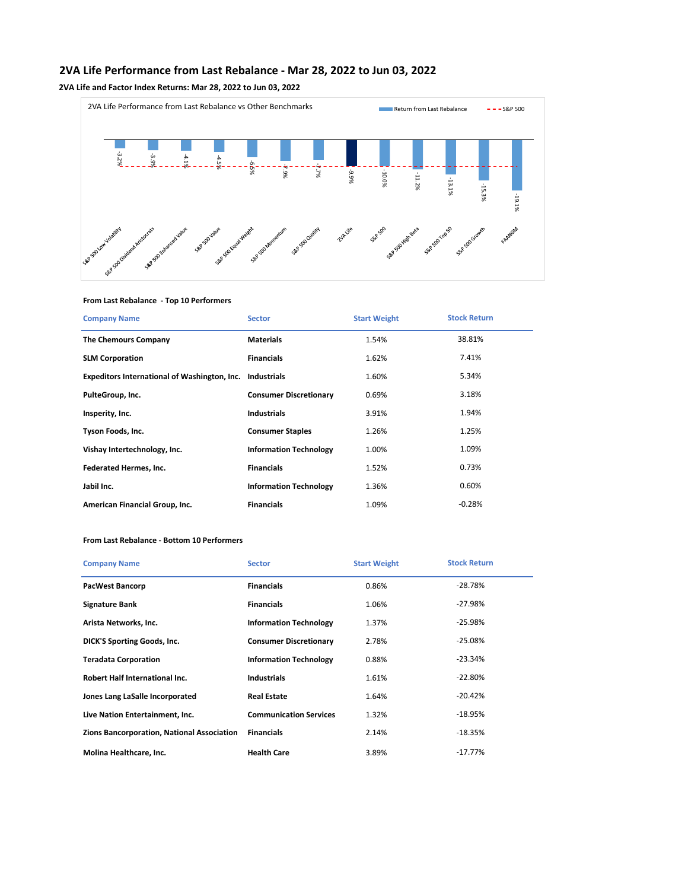## 2VA Life Performance from Last Rebalance - Mar 28, 2022 to Jun 03, 2022

**2VA Life and Factor Index Returns: Mar 28, 2022 to Jun 03, 2022**

2VA Life Performance from Last Rebalance vs Other Benchmarks

Return from Last Rebalance
S&P 500

-3.2%
-3.9%
-4.1%
-4.5%
-6.5%
-7.9%
-7.7%
-9.9%
-10.0%
-11.2%
-13.1%
-15.3%
-19.1%

S&P 500 Low Volatility
S&P 500 Dividend Aristocrats
S&P 500 Enhanced Value
S&P 500 Value
S&P 500 Equal Weight
S&P 500 Momentum
S&P 500 Quality
2VA Life
S&P 500
S&P 500 High Beta
S&P 500 Top 50
S&P 500 Growth
FAANGM

**From Last Rebalance - Top 10 Performers**

| Company Name | Sector | Start Weight | Stock Return |
|---|---|---|---|
| The Chemours Company | Materials | 1.54% | 38.81% |
| SLM Corporation | Financials | 1.62% | 7.41% |
| Expeditors International of Washington, Inc. | Industrials | 1.60% | 5.34% |
| PulteGroup, Inc. | Consumer Discretionary | 0.69% | 3.18% |
| Insperity, Inc. | Industrials | 3.91% | 1.94% |
| Tyson Foods, Inc. | Consumer Staples | 1.26% | 1.25% |
| Vishay Intertechnology, Inc. | Information Technology | 1.00% | 1.09% |
| Federated Hermes, Inc. | Financials | 1.52% | 0.73% |
| Jabil Inc. | Information Technology | 1.36% | 0.60% |
| American Financial Group, Inc. | Financials | 1.09% | -0.28% |

**From Last Rebalance - Bottom 10 Performers**

| Company Name | Sector | Start Weight | Stock Return |
|---|---|---|---|
| PacWest Bancorp | Financials | 0.86% | -28.78% |
| Signature Bank | Financials | 1.06% | -27.98% |
| Arista Networks, Inc. | Information Technology | 1.37% | -25.98% |
| DICK'S Sporting Goods, Inc. | Consumer Discretionary | 2.78% | -25.08% |
| Teradata Corporation | Information Technology | 0.88% | -23.34% |
| Robert Half International Inc. | Industrials | 1.61% | -22.80% |
| Jones Lang LaSalle Incorporated | Real Estate | 1.64% | -20.42% |
| Live Nation Entertainment, Inc. | Communication Services | 1.32% | -18.95% |
| Zions Bancorporation, National Association | Financials | 2.14% | -18.35% |
| Molina Healthcare, Inc. | Health Care | 3.89% | -17.77% |